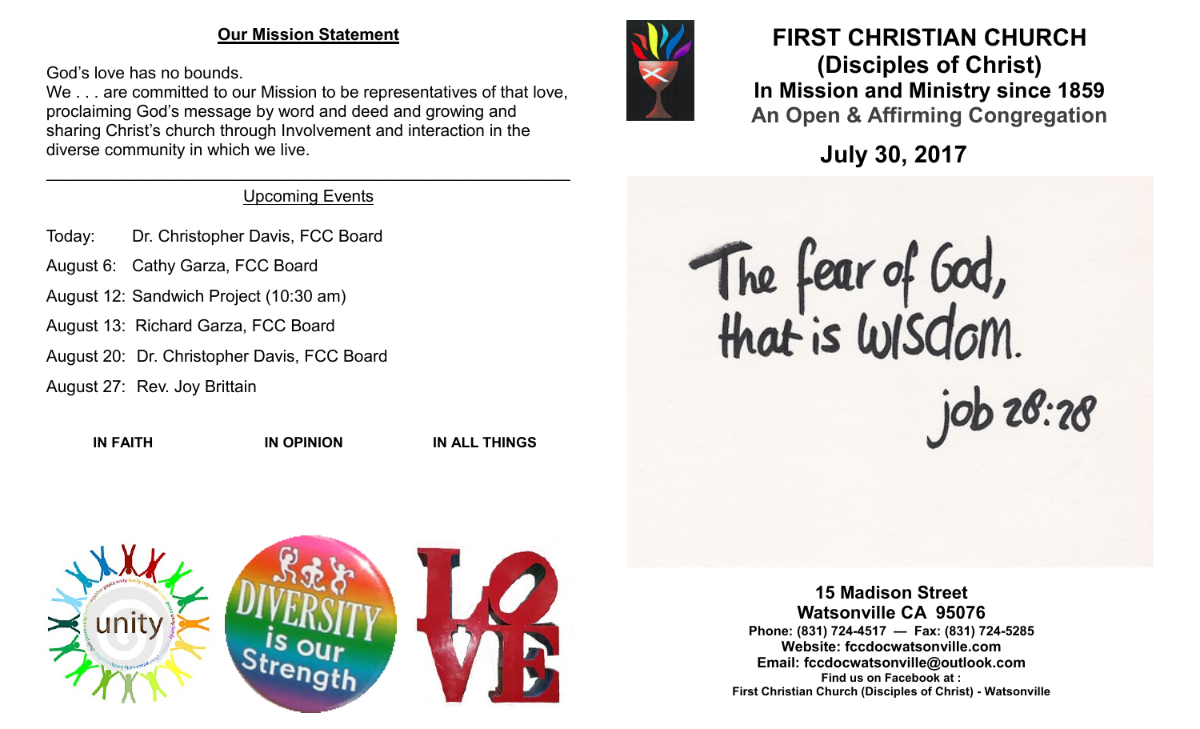## Our Mission Statement

God's love has no bounds.
We . . . are committed to our Mission to be representatives of that love, proclaiming God's message by word and deed and growing and sharing Christ's church through Involvement and interaction in the diverse community in which we live.

---

### Upcoming Events

Today: Dr. Christopher Davis, FCC Board

August 6: Cathy Garza, FCC Board

August 12: Sandwich Project (10:30 am)

August 13: Richard Garza, FCC Board

August 20: Dr. Christopher Davis, FCC Board

August 27: Rev. Joy Brittain

**IN FAITH** **IN OPINION** **IN ALL THINGS**

# FIRST CHRISTIAN CHURCH
# (Disciples of Christ)
## In Mission and Ministry since 1859
## An Open & Affirming Congregation

## July 30, 2017

The fear of God, that is wisdom.
job 28:28

**15 Madison Street**
**Watsonville CA 95076**
**Phone: (831) 724-4517 — Fax: (831) 724-5285**
**Website: fccdocwatsonville.com**
**Email: fccdocwatsonville@outlook.com**
**Find us on Facebook at :**
**First Christian Church (Disciples of Christ) - Watsonville**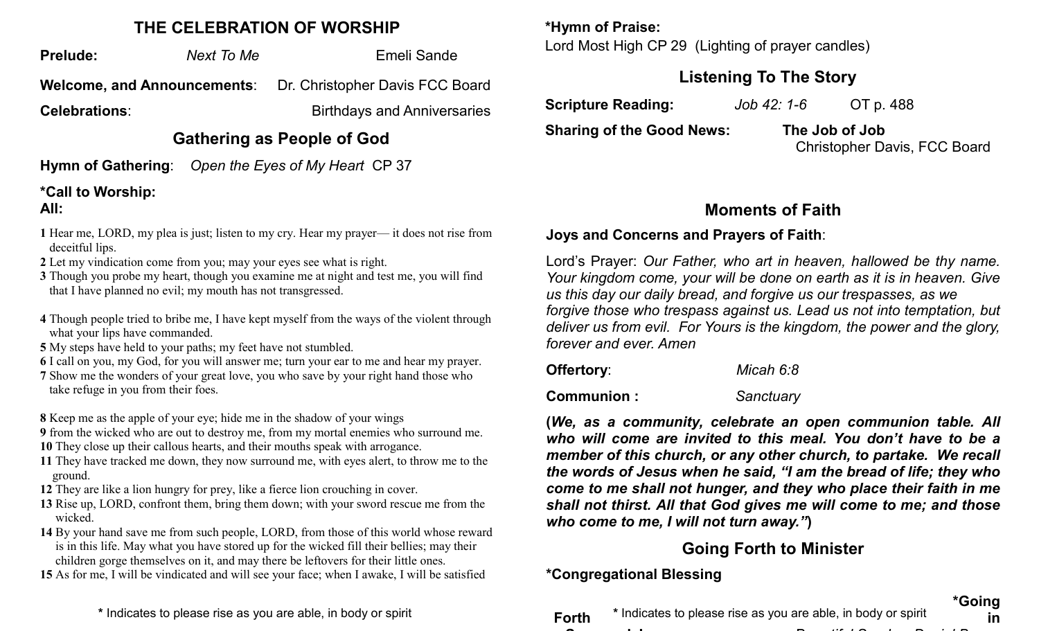# THE CELEBRATION OF WORSHIP

**Prelude:** *Next To Me* Emeli Sande

**Welcome, and Announcements**: Dr. Christopher Davis FCC Board

**Celebrations**: Birthdays and Anniversaries

## Gathering as People of God

**Hymn of Gathering**: *Open the Eyes of My Heart* CP 37

**\*Call to Worship:**
**All:**

**1** Hear me, LORD, my plea is just; listen to my cry. Hear my prayer— it does not rise from deceitful lips.
**2** Let my vindication come from you; may your eyes see what is right.
**3** Though you probe my heart, though you examine me at night and test me, you will find that I have planned no evil; my mouth has not transgressed.

**4** Though people tried to bribe me, I have kept myself from the ways of the violent through what your lips have commanded.
**5** My steps have held to your paths; my feet have not stumbled.
**6** I call on you, my God, for you will answer me; turn your ear to me and hear my prayer.
**7** Show me the wonders of your great love, you who save by your right hand those who take refuge in you from their foes.

**8** Keep me as the apple of your eye; hide me in the shadow of your wings
**9** from the wicked who are out to destroy me, from my mortal enemies who surround me.
**10** They close up their callous hearts, and their mouths speak with arrogance.
**11** They have tracked me down, they now surround me, with eyes alert, to throw me to the ground.
**12** They are like a lion hungry for prey, like a fierce lion crouching in cover.
**13** Rise up, LORD, confront them, bring them down; with your sword rescue me from the wicked.
**14** By your hand save me from such people, LORD, from those of this world whose reward is in this life. May what you have stored up for the wicked fill their bellies; may their children gorge themselves on it, and may there be leftovers for their little ones.
**15** As for me, I will be vindicated and will see your face; when I awake, I will be satisfied

\* Indicates to please rise as you are able, in body or spirit

**\*Hymn of Praise:**
Lord Most High CP 29 (Lighting of prayer candles)

## Listening To The Story

**Scripture Reading:** *Job 42: 1-6* OT p. 488

**Sharing of the Good News:** **The Job of Job**
Christopher Davis, FCC Board

## Moments of Faith

**Joys and Concerns and Prayers of Faith**:

Lord's Prayer: *Our Father, who art in heaven, hallowed be thy name. Your kingdom come, your will be done on earth as it is in heaven. Give us this day our daily bread, and forgive us our trespasses, as we forgive those who trespass against us. Lead us not into temptation, but deliver us from evil. For Yours is the kingdom, the power and the glory, forever and ever. Amen*

**Offertory**: *Micah 6:8*

**Communion :** *Sanctuary*

**(*We, as a community, celebrate an open communion table. All who will come are invited to this meal. You don't have to be a member of this church, or any other church, to partake. We recall the words of Jesus when he said, "I am the bread of life; they who come to me shall not hunger, and they who place their faith in me shall not thirst. All that God gives me will come to me; and those who come to me, I will not turn away."*)**

## Going Forth to Minister

**\*Congregational Blessing**

**\*Going Forth in**

\* Indicates to please rise as you are able, in body or spirit